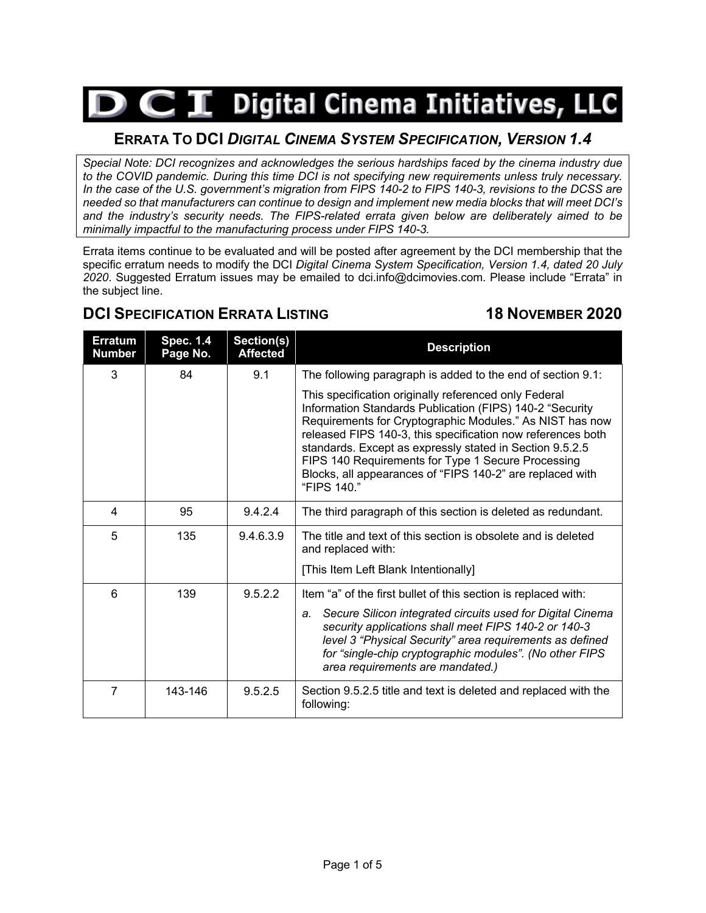# DCI Digital Cinema Initiatives, LLC

## ERRATA TO DCI *DIGITAL CINEMA SYSTEM SPECIFICATION, VERSION 1.4*

*Special Note: DCI recognizes and acknowledges the serious hardships faced by the cinema industry due to the COVID pandemic. During this time DCI is not specifying new requirements unless truly necessary. In the case of the U.S. government's migration from FIPS 140-2 to FIPS 140-3, revisions to the DCSS are needed so that manufacturers can continue to design and implement new media blocks that will meet DCI's and the industry's security needs. The FIPS-related errata given below are deliberately aimed to be minimally impactful to the manufacturing process under FIPS 140-3.*

Errata items continue to be evaluated and will be posted after agreement by the DCI membership that the specific erratum needs to modify the DCI *Digital Cinema System Specification, Version 1.4, dated 20 July 2020*. Suggested Erratum issues may be emailed to dci.info@dcimovies.com. Please include "Errata" in the subject line.

### DCI SPECIFICATION ERRATA LISTING — 18 NOVEMBER 2020

| Erratum Number | Spec. 1.4 Page No. | Section(s) Affected | Description |
|---|---|---|---|
| 3 | 84 | 9.1 | The following paragraph is added to the end of section 9.1:<br><br>This specification originally referenced only Federal Information Standards Publication (FIPS) 140-2 "Security Requirements for Cryptographic Modules." As NIST has now released FIPS 140-3, this specification now references both standards. Except as expressly stated in Section 9.5.2.5 FIPS 140 Requirements for Type 1 Secure Processing Blocks, all appearances of "FIPS 140-2" are replaced with "FIPS 140." |
| 4 | 95 | 9.4.2.4 | The third paragraph of this section is deleted as redundant. |
| 5 | 135 | 9.4.6.3.9 | The title and text of this section is obsolete and is deleted and replaced with:<br><br>[This Item Left Blank Intentionally] |
| 6 | 139 | 9.5.2.2 | Item "a" of the first bullet of this section is replaced with:<br><br>a. *Secure Silicon integrated circuits used for Digital Cinema security applications shall meet FIPS 140-2 or 140-3 level 3 "Physical Security" area requirements as defined for "single-chip cryptographic modules". (No other FIPS area requirements are mandated.)* |
| 7 | 143-146 | 9.5.2.5 | Section 9.5.2.5 title and text is deleted and replaced with the following: |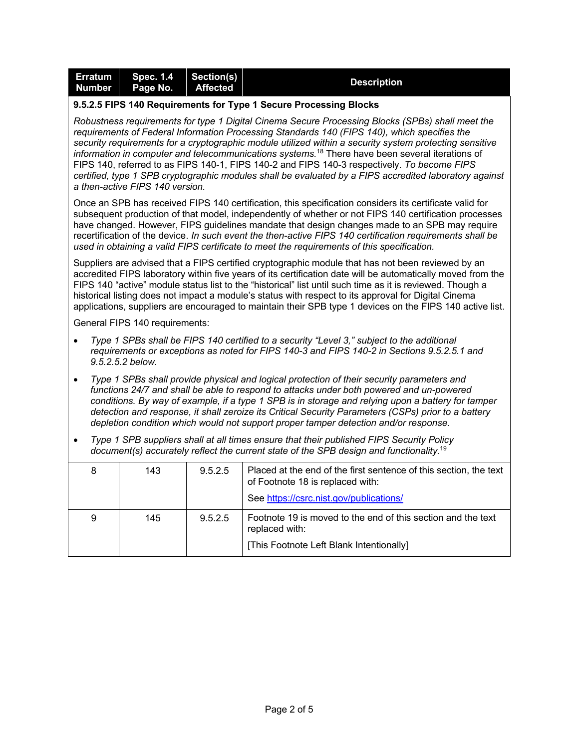| Erratum Number | Spec. 1.4 Page No. | Section(s) Affected | Description |
|---|---|---|---|

**9.5.2.5 FIPS 140 Requirements for Type 1 Secure Processing Blocks**

*Robustness requirements for type 1 Digital Cinema Secure Processing Blocks (SPBs) shall meet the requirements of Federal Information Processing Standards 140 (FIPS 140), which specifies the security requirements for a cryptographic module utilized within a security system protecting sensitive information in computer and telecommunications systems.*[18] There have been several iterations of FIPS 140, referred to as FIPS 140-1, FIPS 140-2 and FIPS 140-3 respectively. *To become FIPS certified, type 1 SPB cryptographic modules shall be evaluated by a FIPS accredited laboratory against a then-active FIPS 140 version.*

Once an SPB has received FIPS 140 certification, this specification considers its certificate valid for subsequent production of that model, independently of whether or not FIPS 140 certification processes have changed. However, FIPS guidelines mandate that design changes made to an SPB may require recertification of the device. *In such event the then-active FIPS 140 certification requirements shall be used in obtaining a valid FIPS certificate to meet the requirements of this specification.*

Suppliers are advised that a FIPS certified cryptographic module that has not been reviewed by an accredited FIPS laboratory within five years of its certification date will be automatically moved from the FIPS 140 "active" module status list to the "historical" list until such time as it is reviewed. Though a historical listing does not impact a module's status with respect to its approval for Digital Cinema applications, suppliers are encouraged to maintain their SPB type 1 devices on the FIPS 140 active list.

General FIPS 140 requirements:

- *Type 1 SPBs shall be FIPS 140 certified to a security "Level 3," subject to the additional requirements or exceptions as noted for FIPS 140-3 and FIPS 140-2 in Sections 9.5.2.5.1 and 9.5.2.5.2 below.*
- *Type 1 SPBs shall provide physical and logical protection of their security parameters and functions 24/7 and shall be able to respond to attacks under both powered and un-powered conditions. By way of example, if a type 1 SPB is in storage and relying upon a battery for tamper detection and response, it shall zeroize its Critical Security Parameters (CSPs) prior to a battery depletion condition which would not support proper tamper detection and/or response.*
- *Type 1 SPB suppliers shall at all times ensure that their published FIPS Security Policy document(s) accurately reflect the current state of the SPB design and functionality.*[19]

| Erratum Number | Spec. 1.4 Page No. | Section(s) Affected | Description |
|---|---|---|---|
| 8 | 143 | 9.5.2.5 | Placed at the end of the first sentence of this section, the text of Footnote 18 is replaced with: See https://csrc.nist.gov/publications/ |
| 9 | 145 | 9.5.2.5 | Footnote 19 is moved to the end of this section and the text replaced with: [This Footnote Left Blank Intentionally] |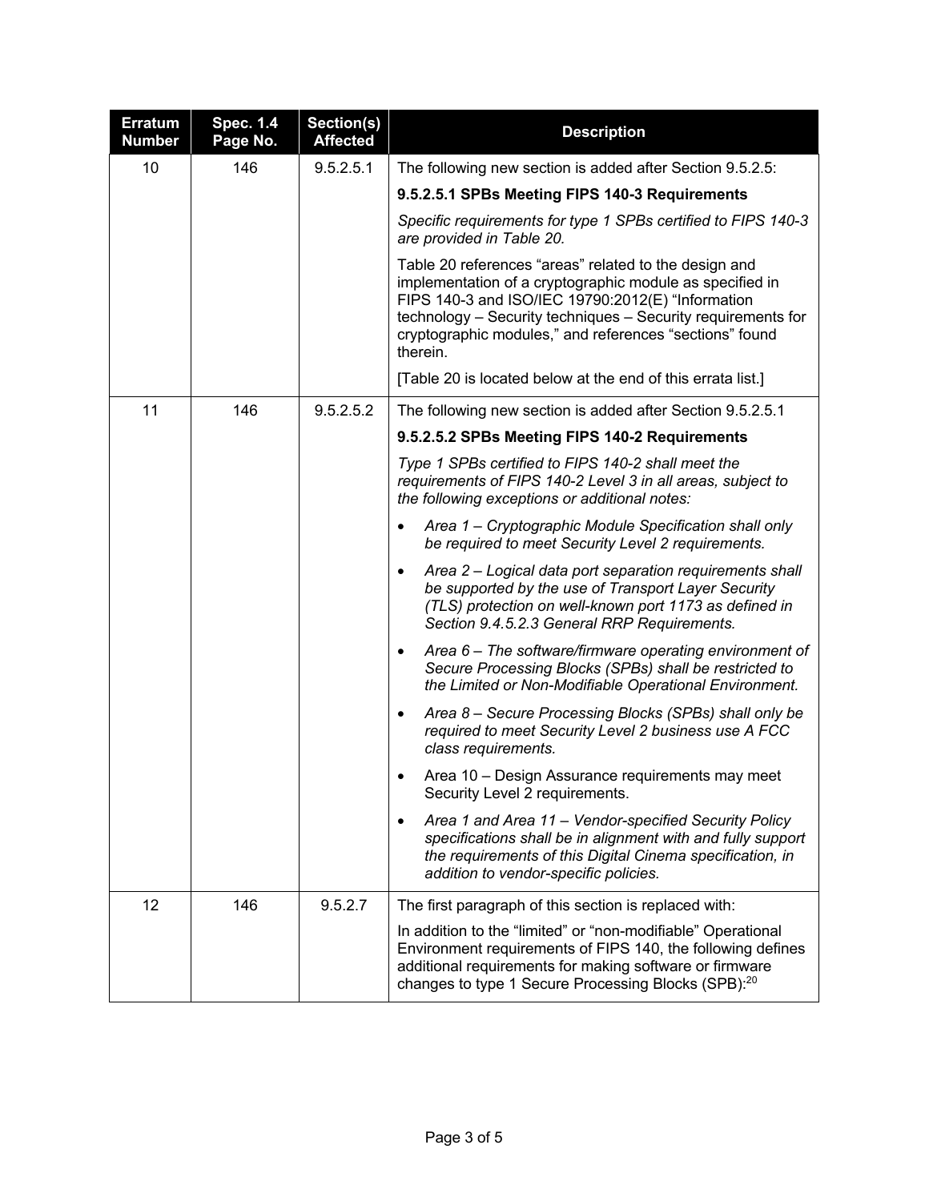| Erratum Number | Spec. 1.4 Page No. | Section(s) Affected | Description |
|---|---|---|---|
| 10 | 146 | 9.5.2.5.1 | The following new section is added after Section 9.5.2.5:<br><br>**9.5.2.5.1 SPBs Meeting FIPS 140-3 Requirements**<br><br>*Specific requirements for type 1 SPBs certified to FIPS 140-3 are provided in Table 20.*<br><br>Table 20 references "areas" related to the design and implementation of a cryptographic module as specified in FIPS 140-3 and ISO/IEC 19790:2012(E) "Information technology – Security techniques – Security requirements for cryptographic modules," and references "sections" found therein.<br><br>[Table 20 is located below at the end of this errata list.] |
| 11 | 146 | 9.5.2.5.2 | The following new section is added after Section 9.5.2.5.1<br><br>**9.5.2.5.2 SPBs Meeting FIPS 140-2 Requirements**<br><br>*Type 1 SPBs certified to FIPS 140-2 shall meet the requirements of FIPS 140-2 Level 3 in all areas, subject to the following exceptions or additional notes:*<br><br>• *Area 1 – Cryptographic Module Specification shall only be required to meet Security Level 2 requirements.*<br><br>• *Area 2 – Logical data port separation requirements shall be supported by the use of Transport Layer Security (TLS) protection on well-known port 1173 as defined in Section 9.4.5.2.3 General RRP Requirements.*<br><br>• *Area 6 – The software/firmware operating environment of Secure Processing Blocks (SPBs) shall be restricted to the Limited or Non-Modifiable Operational Environment.*<br><br>• *Area 8 – Secure Processing Blocks (SPBs) shall only be required to meet Security Level 2 business use A FCC class requirements.*<br><br>• Area 10 – Design Assurance requirements may meet Security Level 2 requirements.<br><br>• *Area 1 and Area 11 – Vendor-specified Security Policy specifications shall be in alignment with and fully support the requirements of this Digital Cinema specification, in addition to vendor-specific policies.* |
| 12 | 146 | 9.5.2.7 | The first paragraph of this section is replaced with:<br><br>In addition to the "limited" or "non-modifiable" Operational Environment requirements of FIPS 140, the following defines additional requirements for making software or firmware changes to type 1 Secure Processing Blocks (SPB):[20] |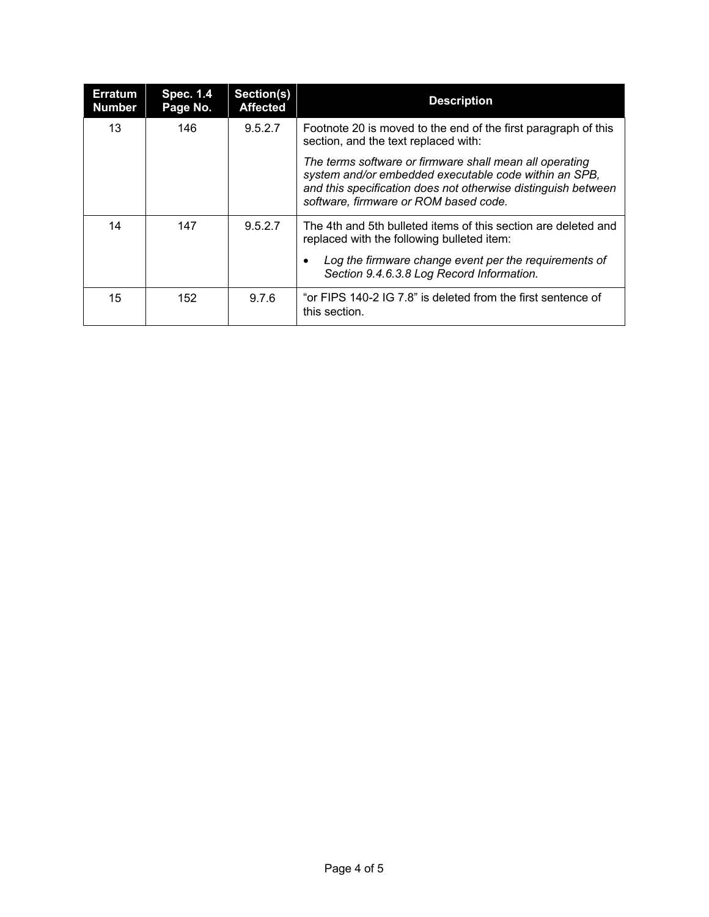| Erratum Number | Spec. 1.4 Page No. | Section(s) Affected | Description |
|---|---|---|---|
| 13 | 146 | 9.5.2.7 | Footnote 20 is moved to the end of the first paragraph of this section, and the text replaced with: *The terms software or firmware shall mean all operating system and/or embedded executable code within an SPB, and this specification does not otherwise distinguish between software, firmware or ROM based code.* |
| 14 | 147 | 9.5.2.7 | The 4th and 5th bulleted items of this section are deleted and replaced with the following bulleted item: • *Log the firmware change event per the requirements of Section 9.4.6.3.8 Log Record Information.* |
| 15 | 152 | 9.7.6 | "or FIPS 140-2 IG 7.8" is deleted from the first sentence of this section. |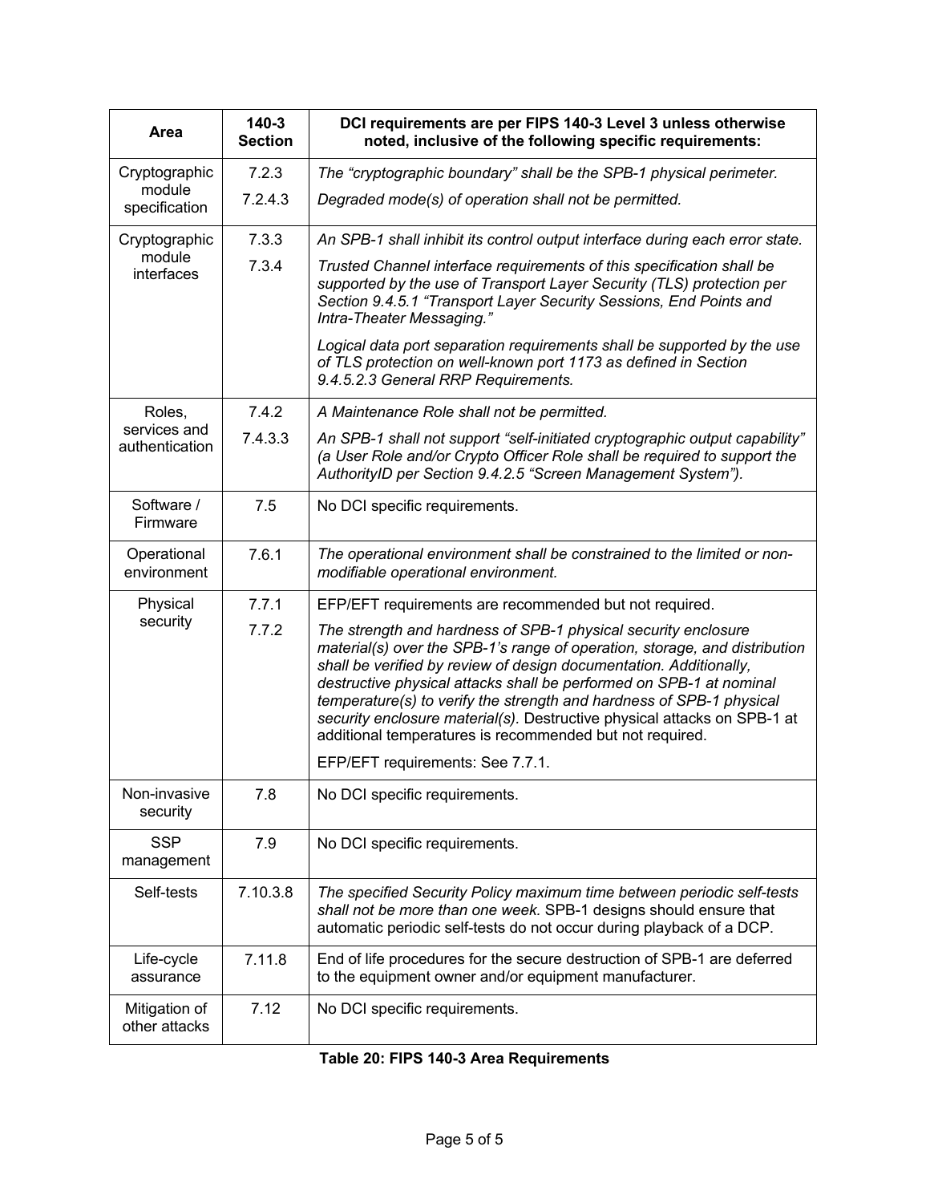| Area | 140-3 Section | DCI requirements are per FIPS 140-3 Level 3 unless otherwise noted, inclusive of the following specific requirements: |
|---|---|---|
| Cryptographic module specification | 7.2.3<br>7.2.4.3 | *The "cryptographic boundary" shall be the SPB-1 physical perimeter.*<br>*Degraded mode(s) of operation shall not be permitted.* |
| Cryptographic module interfaces | 7.3.3<br>7.3.4 | *An SPB-1 shall inhibit its control output interface during each error state.*<br>*Trusted Channel interface requirements of this specification shall be supported by the use of Transport Layer Security (TLS) protection per Section 9.4.5.1 "Transport Layer Security Sessions, End Points and Intra-Theater Messaging."*<br>*Logical data port separation requirements shall be supported by the use of TLS protection on well-known port 1173 as defined in Section 9.4.5.2.3 General RRP Requirements.* |
| Roles, services and authentication | 7.4.2<br>7.4.3.3 | *A Maintenance Role shall not be permitted.*<br>*An SPB-1 shall not support "self-initiated cryptographic output capability" (a User Role and/or Crypto Officer Role shall be required to support the AuthorityID per Section 9.4.2.5 "Screen Management System").* |
| Software / Firmware | 7.5 | No DCI specific requirements. |
| Operational environment | 7.6.1 | *The operational environment shall be constrained to the limited or non-modifiable operational environment.* |
| Physical security | 7.7.1<br>7.7.2 | EFP/EFT requirements are recommended but not required.<br>*The strength and hardness of SPB-1 physical security enclosure material(s) over the SPB-1's range of operation, storage, and distribution shall be verified by review of design documentation. Additionally, destructive physical attacks shall be performed on SPB-1 at nominal temperature(s) to verify the strength and hardness of SPB-1 physical security enclosure material(s).* Destructive physical attacks on SPB-1 at additional temperatures is recommended but not required.<br>EFP/EFT requirements: See 7.7.1. |
| Non-invasive security | 7.8 | No DCI specific requirements. |
| SSP management | 7.9 | No DCI specific requirements. |
| Self-tests | 7.10.3.8 | *The specified Security Policy maximum time between periodic self-tests shall not be more than one week.* SPB-1 designs should ensure that automatic periodic self-tests do not occur during playback of a DCP. |
| Life-cycle assurance | 7.11.8 | End of life procedures for the secure destruction of SPB-1 are deferred to the equipment owner and/or equipment manufacturer. |
| Mitigation of other attacks | 7.12 | No DCI specific requirements. |

**Table 20: FIPS 140-3 Area Requirements**